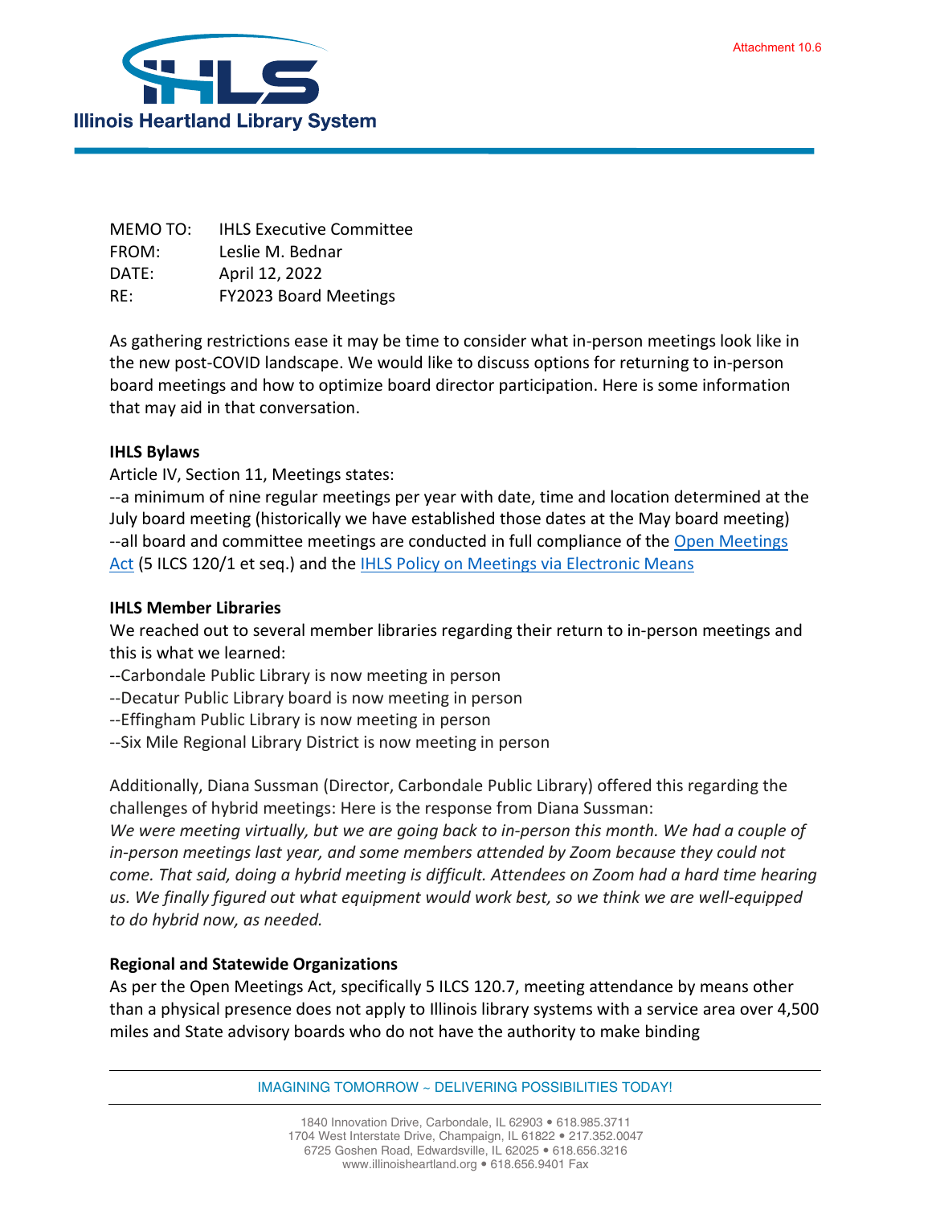Attachment 10.6

**Illinois Heartland Library System**

MEMO TO: IHLS Executive Committee
FROM: Leslie M. Bednar
DATE: April 12, 2022
RE: FY2023 Board Meetings

As gathering restrictions ease it may be time to consider what in-person meetings look like in the new post-COVID landscape. We would like to discuss options for returning to in-person board meetings and how to optimize board director participation. Here is some information that may aid in that conversation.

**IHLS Bylaws**

Article IV, Section 11, Meetings states:
--a minimum of nine regular meetings per year with date, time and location determined at the July board meeting (historically we have established those dates at the May board meeting)
--all board and committee meetings are conducted in full compliance of the Open Meetings Act (5 ILCS 120/1 et seq.) and the IHLS Policy on Meetings via Electronic Means

**IHLS Member Libraries**

We reached out to several member libraries regarding their return to in-person meetings and this is what we learned:
--Carbondale Public Library is now meeting in person
--Decatur Public Library board is now meeting in person
--Effingham Public Library is now meeting in person
--Six Mile Regional Library District is now meeting in person

Additionally, Diana Sussman (Director, Carbondale Public Library) offered this regarding the challenges of hybrid meetings: Here is the response from Diana Sussman:
*We were meeting virtually, but we are going back to in-person this month. We had a couple of in-person meetings last year, and some members attended by Zoom because they could not come. That said, doing a hybrid meeting is difficult. Attendees on Zoom had a hard time hearing us. We finally figured out what equipment would work best, so we think we are well-equipped to do hybrid now, as needed.*

**Regional and Statewide Organizations**

As per the Open Meetings Act, specifically 5 ILCS 120.7, meeting attendance by means other than a physical presence does not apply to Illinois library systems with a service area over 4,500 miles and State advisory boards who do not have the authority to make binding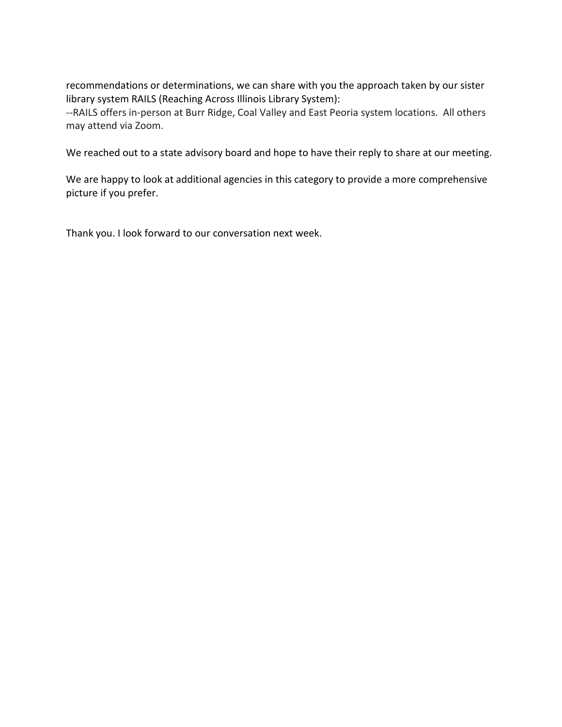recommendations or determinations, we can share with you the approach taken by our sister library system RAILS (Reaching Across Illinois Library System):
--RAILS offers in-person at Burr Ridge, Coal Valley and East Peoria system locations. All others may attend via Zoom.

We reached out to a state advisory board and hope to have their reply to share at our meeting.

We are happy to look at additional agencies in this category to provide a more comprehensive picture if you prefer.

Thank you. I look forward to our conversation next week.